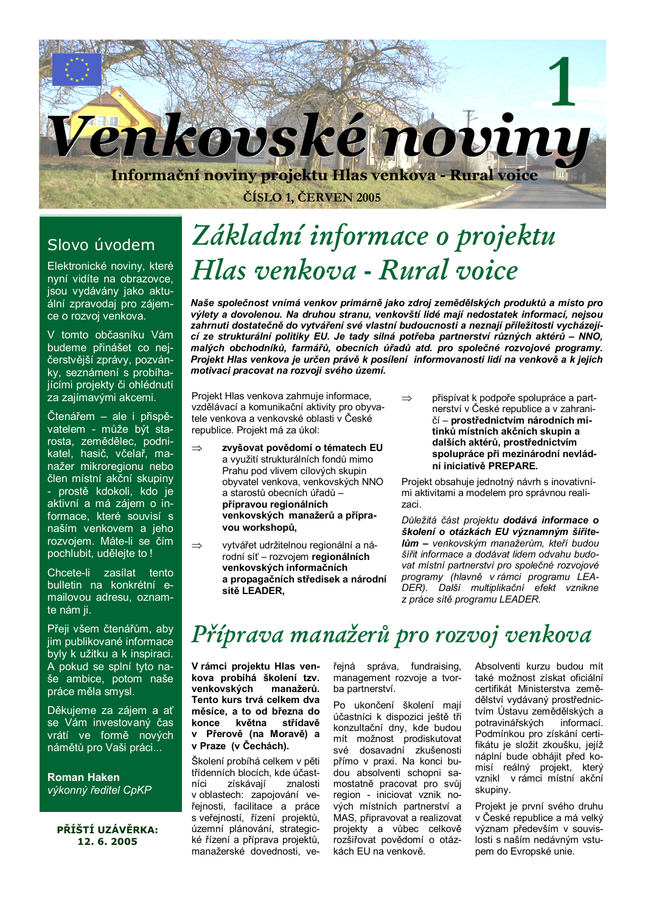# Venkovské noviny

**Informační noviny projektu Hlas venkova - Rural voice**

**ČÍSLO 1, ČERVEN 2005**

## Slovo úvodem

Elektronické noviny, které nyní vidíte na obrazovce, jsou vydávány jako aktuální zpravodaj pro zájemce o rozvoj venkova.

V tomto občasníku Vám budeme přinášet co nejčerstvější zprávy, pozvánky, seznámení s probíhajícími projekty či ohlédnutí za zajímavými akcemi.

Čtenářem – ale i přispěvatelem - může být starosta, zemědělec, podnikatel, hasič, včelař, manažer mikroregionu nebo člen místní akční skupiny - prostě kdokoli, kdo je aktivní a má zájem o informace, které souvisí s naším venkovem a jeho rozvojem. Máte-li se čím pochlubit, udělejte to!

Chcete-li zasílat tento bulletin na konkrétní e-mailovou adresu, oznamte nám ji.

Přeji všem čtenářům, aby jim publikované informace byly k užitku a k inspiraci. A pokud se splní tyto naše ambice, potom naše práce měla smysl.

Děkujeme za zájem a ať se Vám investovaný čas vrátí ve formě nových námětů pro Vaši práci...

**Roman Haken**
*výkonný ředitel CpKP*

**PŘÍŠTÍ UZÁVĚRKA: 12. 6. 2005**

# Základní informace o projektu Hlas venkova - Rural voice

***Naše společnost vnímá venkov primárně jako zdroj zemědělských produktů a místo pro výlety a dovolenou. Na druhou stranu, venkovští lidé mají nedostatek informací, nejsou zahrnuti dostatečně do vytváření své vlastní budoucnosti a neznají příležitosti vycházející ze strukturální politiky EU. Je tady silná potřeba partnerství různých aktérů – NNO, malých obchodníků, farmářů, obecních úřadů atd. pro společné rozvojové programy. Projekt Hlas venkova je určen právě k posílení informovanosti lidí na venkově a k jejich motivaci pracovat na rozvoji svého území.***

Projekt Hlas venkova zahrnuje informace, vzdělávací a komunikační aktivity pro obyvatele venkova a venkovské oblasti v České republice. Projekt má za úkol:

- ⇒ **zvyšovat povědomí o tématech EU** a využití strukturálních fondů mimo Prahu pod vlivem cílových skupin obyvatel venkova, venkovských NNO a starostů obecních úřadů – **přípravou regionálních venkovských manažerů a přípravou workshopů,**
- ⇒ vytvářet udržitelnou regionální a národní síť – rozvojem **regionálních venkovských informačních a propagačních středisek a národní sítě LEADER,**
- ⇒ přispívat k podpoře spolupráce a partnerství v České republice a v zahraničí – **prostřednictvím národních mítinků místních akčních skupin a dalších aktérů, prostřednictvím spolupráce při mezinárodní nevládní iniciativě PREPARE.**

Projekt obsahuje jednotný návrh s inovativními aktivitami a modelem pro správnou realizaci.

*Důležitá část projektu **dodává informace o školení o otázkách EU významným šiřitelům –** venkovským manažerům, kteří budou šířit informace a dodávat lidem odvahu budovat místní partnerství pro společné rozvojové programy (hlavně v rámci programu LEADER). Další multiplikační efekt vznikne z práce sítě programu LEADER.*

# Příprava manažerů pro rozvoj venkova

**V rámci projektu Hlas venkova probíhá školení tzv. venkovských manažerů. Tento kurs trvá celkem dva měsíce, a to od března do konce května střídavě v Přerově (na Moravě) a v Praze (v Čechách).**

Školení probíhá celkem v pěti třídenních blocích, kde účastníci získávají znalosti v oblastech: zapojování veřejnosti, facilitace a práce s veřejností, řízení projektů, územní plánování, strategické řízení a příprava projektů, manažerské dovednosti, veřejná správa, fundraising, management rozvoje a tvorba partnerství.

Po ukončení školení mají účastníci k dispozici ještě tři konzultační dny, kde budou mít možnost prodiskutovat své dosavadní zkušenosti přímo v praxi. Na konci budou absolventi schopni samostatně pracovat pro svůj region - iniciovat vznik nových místních partnerství a MAS, připravovat a realizovat projekty a vůbec celkově rozšiřovat povědomí o otázkách EU na venkově.

Absolventi kurzu budou mít také možnost získat oficiální certifikát Ministerstva zemědělství vydávaný prostřednictvím Ústavu zemědělských a potravinářských informací. Podmínkou pro získání certifikátu je složit zkoušku, jejíž náplní bude obhájit před komisí reálný projekt, který vznikl v rámci místní akční skupiny.

Projekt je první svého druhu v České republice a má velký význam především v souvislosti s naším nedávným vstupem do Evropské unie.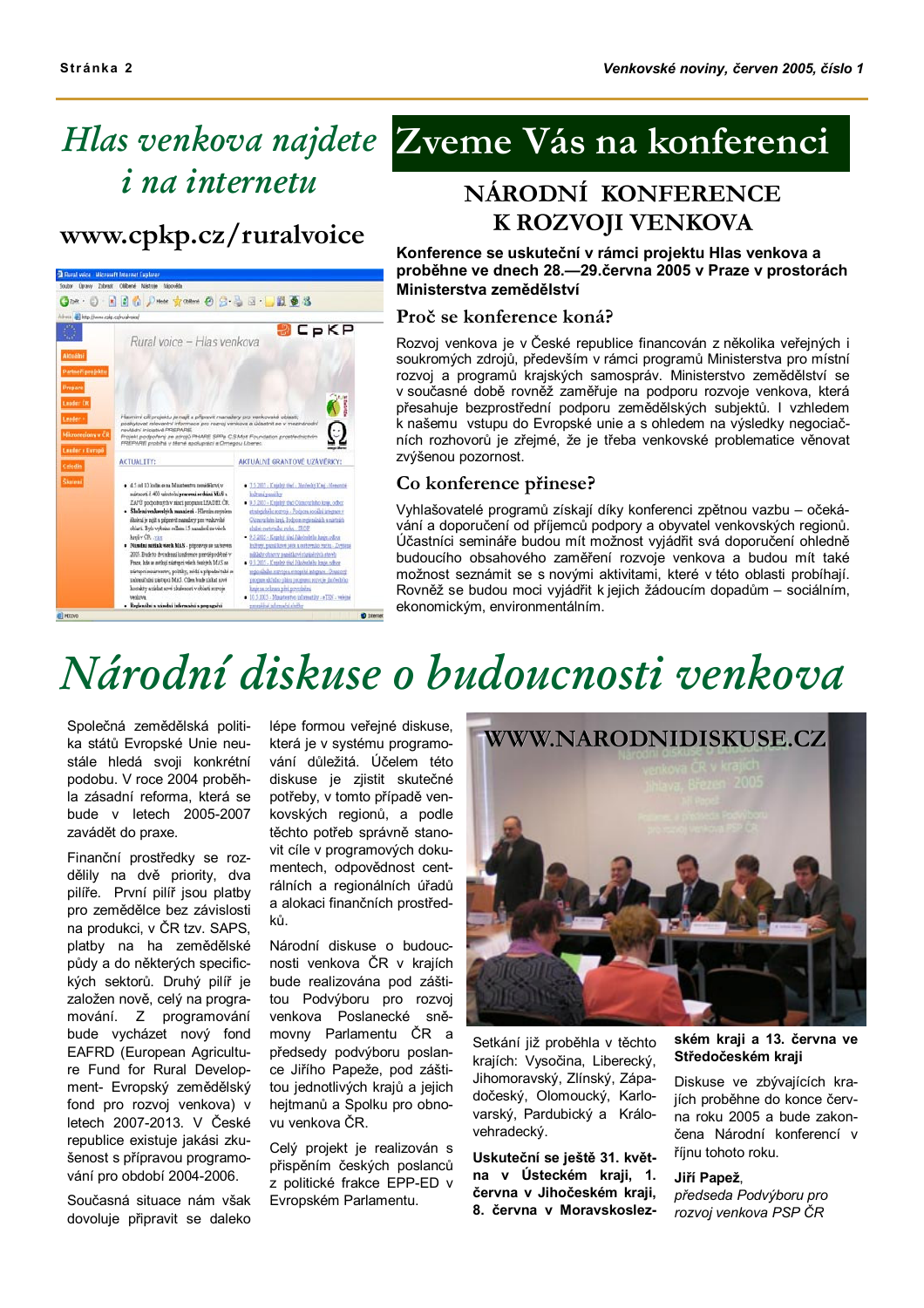# Hlas venkova najdete i na internetu

## www.cpkp.cz/ruralvoice

# Zveme Vás na konferenci

## NÁRODNÍ KONFERENCE K ROZVOJI VENKOVA

**Konference se uskuteční v rámci projektu Hlas venkova a proběhne ve dnech 28.—29.června 2005 v Praze v prostorách Ministerstva zemědělství**

### Proč se konference koná?

Rozvoj venkova je v České republice financován z několika veřejných i soukromých zdrojů, především v rámci programů Ministerstva pro místní rozvoj a programů krajských samospráv. Ministerstvo zemědělství se v současné době rovněž zaměřuje na podporu rozvoje venkova, která přesahuje bezprostřední podporu zemědělských subjektů. I vzhledem k našemu vstupu do Evropské unie a s ohledem na výsledky negociačních rozhovorů je zřejmé, že je třeba venkovské problematice věnovat zvýšenou pozornost.

### Co konference přinese?

Vyhlašovatelé programů získají díky konferenci zpětnou vazbu – očekávání a doporučení od příjemců podpory a obyvatel venkovských regionů. Účastníci semináře budou mít možnost vyjádřit svá doporučení ohledně budoucího obsahového zaměření rozvoje venkova a budou mít také možnost seznámit se s novými aktivitami, které v této oblasti probíhají. Rovněž se budou moci vyjádřit k jejich žádoucím dopadům – sociálním, ekonomickým, environmentálním.

# *Národní diskuse o budoucnosti venkova*

Společná zemědělská politika států Evropské Unie neustále hledá svoji konkrétní podobu. V roce 2004 proběhla zásadní reforma, která se bude v letech 2005-2007 zavádět do praxe.

Finanční prostředky se rozdělily na dvě priority, dva pilíře. První pilíř jsou platby pro zemědělce bez závislosti na produkci, v ČR tzv. SAPS, platby na ha zemědělské půdy a do některých specifických sektorů. Druhý pilíř je založen nově, celý na programování. Z programování bude vycházet nový fond EAFRD (European Agriculture Fund for Rural Development- Evropský zemědělský fond pro rozvoj venkova) v letech 2007-2013. V České republice existuje jakási zkušenost s přípravou programování pro období 2004-2006.

Současná situace nám však dovoluje připravit se daleko lépe formou veřejné diskuse, která je v systému programování důležitá. Účelem této diskuse je zjistit skutečné potřeby, v tomto případě venkovských regionů, a podle těchto potřeb správně stanovit cíle v programových dokumentech, odpovědnost centrálních a regionálních úřadů a alokaci finančních prostředků.

Národní diskuse o budoucnosti venkova ČR v krajích bude realizována pod záštitou Podvýboru pro rozvoj venkova Poslanecké sněmovny Parlamentu ČR a předsedy podvýboru poslance Jiřího Papeže, pod záštitou jednotlivých krajů a jejich hejtmanů a Spolku pro obnovu venkova ČR.

Celý projekt je realizován s přispěním českých poslanců z politické frakce EPP-ED v Evropském Parlamentu.

WWW.NARODNIDISKUSE.CZ

Setkání již proběhla v těchto krajích: Vysočina, Liberecký, Jihomoravský, Zlínský, Západočeský, Olomoucký, Karlovarský, Pardubický a Královehradecký.

**Uskuteční se ještě 31. května v Ústeckém kraji, 1. června v Jihočeském kraji, 8. června v Moravskoslezském kraji a 13. června ve Středočeském kraji**

Diskuse ve zbývajících krajích proběhne do konce června roku 2005 a bude zakončena Národní konferencí v říjnu tohoto roku.

**Jiří Papež**,
*předseda Podvýboru pro rozvoj venkova PSP ČR*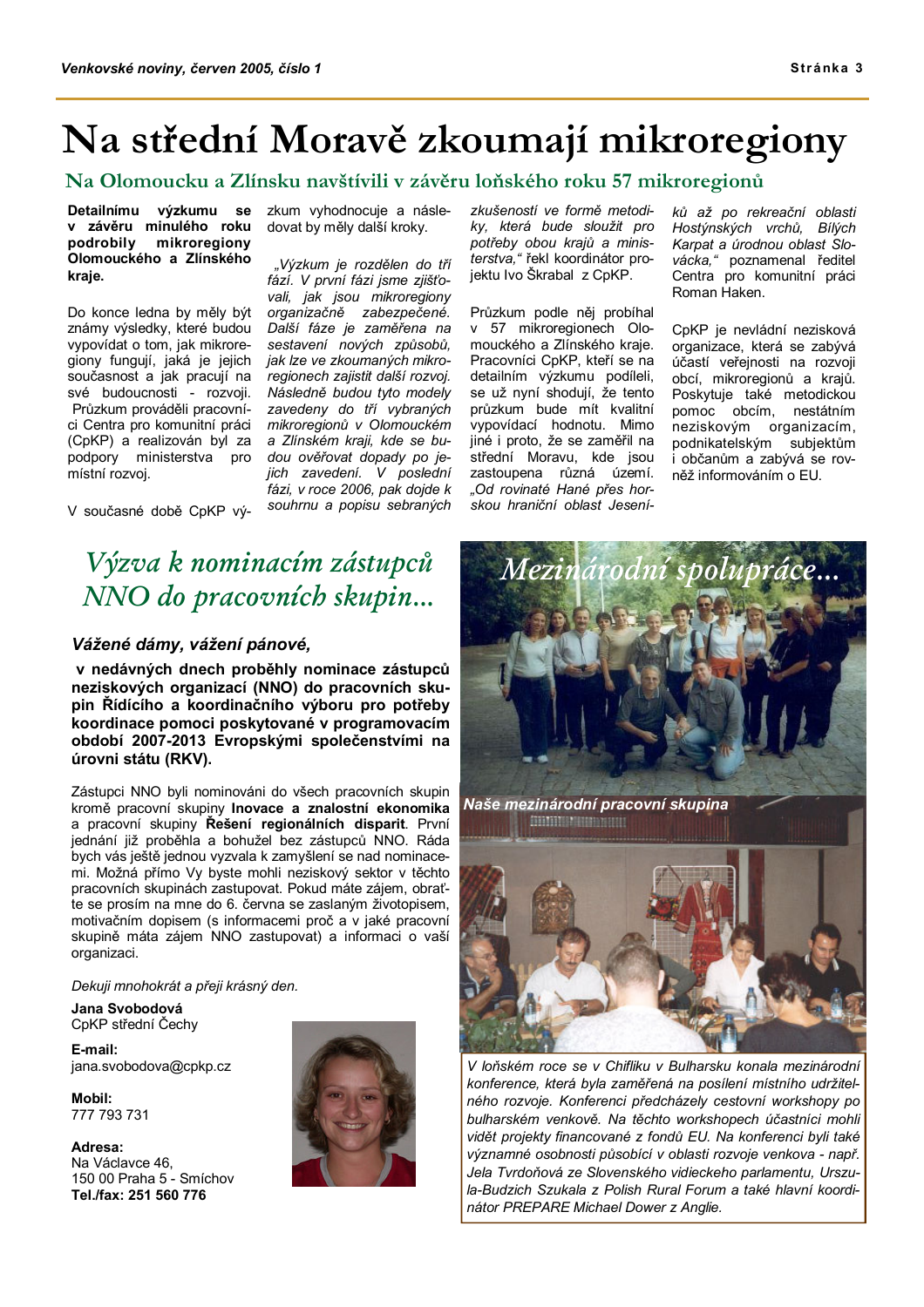# Na střední Moravě zkoumají mikroregiony

## Na Olomoucku a Zlínsku navštívili v závěru loňského roku 57 mikroregionů

**Detailnímu výzkumu se v závěru minulého roku podrobily mikroregiony Olomouckého a Zlínského kraje.**

Do konce ledna by měly být známy výsledky, které budou vypovídat o tom, jak mikroregiony fungují, jaká je jejich současnost a jak pracují na své budoucnosti - rozvoji. Průzkum prováděli pracovníci Centra pro komunitní práci (CpKP) a realizován byl za podpory ministerstva pro místní rozvoj.

V současné době CpKP výzkum vyhodnocuje a následovat by měly další kroky.

*„Výzkum je rozdělen do tří fází. V první fázi jsme zjišťovali, jak jsou mikroregiony organizačně zabezpečené. Další fáze je zaměřena na sestavení nových způsobů, jak lze ve zkoumaných mikroregionech zajistit další rozvoj. Následně budou tyto modely zavedeny do tří vybraných mikroregionů v Olomouckém a Zlínském kraji, kde se budou ověřovat dopady po jejich zavedení. V poslední fázi, v roce 2006, pak dojde k souhrnu a popisu sebraných zkušeností ve formě metodiky, která bude sloužit pro potřeby obou krajů a ministerstva,“* řekl koordinátor projektu Ivo Škrabal z CpKP.

Průzkum podle něj probíhal v 57 mikroregionech Olomouckého a Zlínského kraje. Pracovníci CpKP, kteří se na detailním výzkumu podíleli, se už nyní shodují, že tento průzkum bude mít kvalitní vypovídací hodnotu. Mimo jiné i proto, že se zaměřil na střední Moravu, kde jsou zastoupena různá území. *„Od rovinaté Hané přes horskou hraniční oblast Jeseníků až po rekreační oblasti Hostýnských vrchů, Bílých Karpat a úrodnou oblast Slovácka,“* poznamenal ředitel Centra pro komunitní práci Roman Haken.

CpKP je nevládní nezisková organizace, která se zabývá účastí veřejnosti na rozvoji obcí, mikroregionů a krajů. Poskytuje také metodickou pomoc obcím, nestátním neziskovým organizacím, podnikatelským subjektům i občanům a zabývá se rovněž informováním o EU.

## *Výzva k nominacím zástupců NNO do pracovních skupin...*

***Vážené dámy, vážení pánové,***

**v nedávných dnech proběhly nominace zástupců neziskových organizací (NNO) do pracovních skupin Řídícího a koordinačního výboru pro potřeby koordinace pomoci poskytované v programovacím období 2007-2013 Evropskými společenstvími na úrovni státu (RKV).**

Zástupci NNO byli nominováni do všech pracovních skupin kromě pracovní skupiny **Inovace a znalostní ekonomika** a pracovní skupiny **Řešení regionálních disparit**. První jednání již proběhla a bohužel bez zástupců NNO. Ráda bych vás ještě jednou vyzvala k zamyšlení se nad nominacemi. Možná přímo Vy byste mohli neziskový sektor v těchto pracovních skupinách zastupovat. Pokud máte zájem, obraťte se prosím na mne do 6. června se zaslaným životopisem, motivačním dopisem (s informacemi proč a v jaké pracovní skupině máta zájem NNO zastupovat) a informaci o vaší organizaci.

*Dekuji mnohokrát a přeji krásný den.*

**Jana Svobodová**
CpKP střední Čechy

**E-mail:**
jana.svobodova@cpkp.cz

**Mobil:**
777 793 731

**Adresa:**
Na Václavce 46,
150 00 Praha 5 - Smíchov
**Tel./fax: 251 560 776**

## *Mezinárodní spolupráce...*

***Naše mezinárodní pracovní skupina***

*V loňském roce se v Chifliku v Bulharsku konala mezinárodní konference, která byla zaměřená na posílení místního udržitelného rozvoje. Konferenci předcházely cestovní workshopy po bulharském venkově. Na těchto workshopech účastníci mohli vidět projekty financované z fondů EU. Na konferenci byli také významné osobnosti působící v oblasti rozvoje venkova - např. Jela Tvrdoňová ze Slovenského vidieckeho parlamentu, Urszula-Budzich Szukala z Polish Rural Forum a také hlavní koordinátor PREPARE Michael Dower z Anglie.*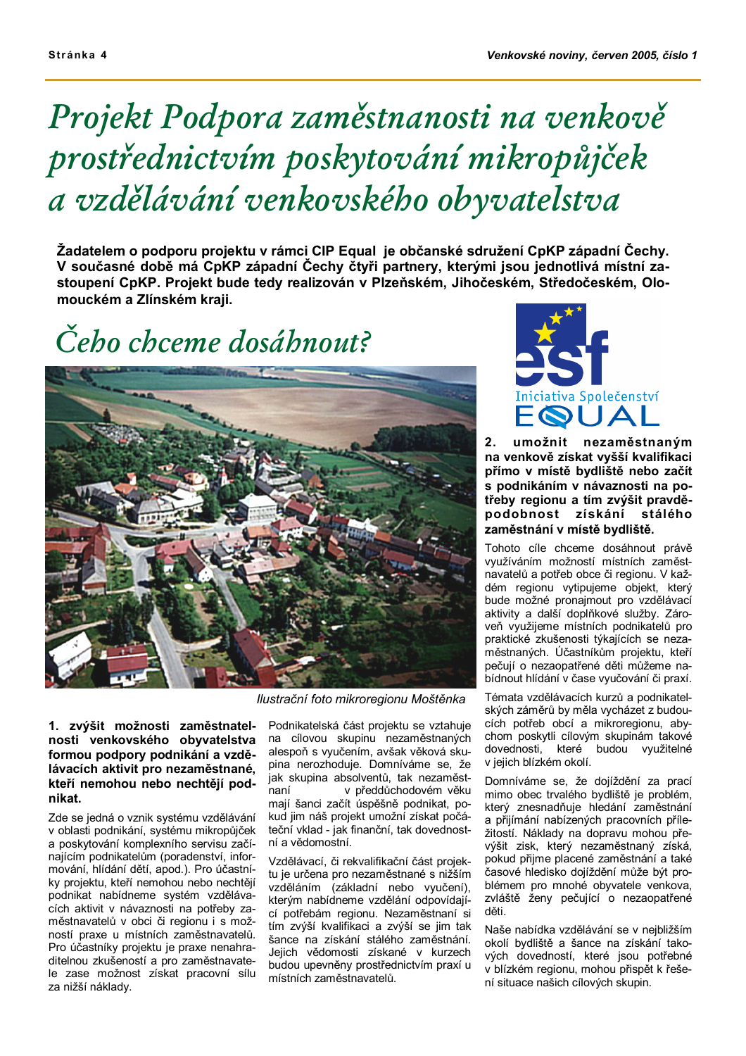# Projekt Podpora zaměstnanosti na venkově prostřednictvím poskytování mikropůjček a vzdělávání venkovského obyvatelstva

**Žadatelem o podporu projektu v rámci CIP Equal je občanské sdružení CpKP západní Čechy. V současné době má CpKP západní Čechy čtyři partnery, kterými jsou jednotlivá místní zastoupení CpKP. Projekt bude tedy realizován v Plzeňském, Jihočeském, Středočeském, Olomouckém a Zlínském kraji.**

## Čeho chceme dosáhnout?

Ilustrační foto mikroregionu Moštěnka

**1. zvýšit možnosti zaměstnatelnosti venkovského obyvatelstva formou podpory podnikání a vzdělávacích aktivit pro nezaměstnané, kteří nemohou nebo nechtějí podnikat.**

Zde se jedná o vznik systému vzdělávání v oblasti podnikání, systému mikropůjček a poskytování komplexního servisu začínajícím podnikatelům (poradenství, informování, hlídání dětí, apod.). Pro účastníky projektu, kteří nemohou nebo nechtějí podnikat nabídneme systém vzdělávacích aktivit v návaznosti na potřeby zaměstnavatelů v obci či regionu i s možností praxe u místních zaměstnavatelů. Pro účastníky projektu je praxe nenahraditelnou zkušeností a pro zaměstnavatele zase možnost získat pracovní sílu za nižší náklady.

Podnikatelská část projektu se vztahuje na cílovou skupinu nezaměstnaných alespoň s vyučením, avšak věková skupina nerozhoduje. Domníváme se, že jak skupina absolventů, tak nezaměstnaní v předdůchodovém věku mají šanci začít úspěšně podnikat, pokud jim náš projekt umožní získat počáteční vklad - jak finanční, tak dovednostní a vědomostní.

Vzdělávací, či rekvalifikační část projektu je určena pro nezaměstnané s nižším vzděláním (základní nebo vyučení), kterým nabídneme vzdělání odpovídající potřebám regionu. Nezaměstnaní si tím zvýší kvalifikaci a zvýší se jim tak šance na získání stálého zaměstnání. Jejich vědomosti získané v kurzech budou upevněny prostřednictvím praxí u místních zaměstnavatelů.

esf – Iniciativa Společenství EQUAL

**2. umožnit nezaměstnaným na venkově získat vyšší kvalifikaci přímo v místě bydliště nebo začít s podnikáním v návaznosti na potřeby regionu a tím zvýšit pravděpodobnost získání stálého zaměstnání v místě bydliště.**

Tohoto cíle chceme dosáhnout právě využíváním možností místních zaměstnavatelů a potřeb obce či regionu. V každém regionu vytipujeme objekt, který bude možné pronajmout pro vzdělávací aktivity a další doplňkové služby. Zároveň využijeme místních podnikatelů pro praktické zkušenosti týkajících se nezaměstnaných. Účastníkům projektu, kteří pečují o nezaopatřené děti můžeme nabídnout hlídání v čase vyučování či praxí.

Témata vzdělávacích kurzů a podnikatelských záměrů by měla vycházet z budoucích potřeb obcí a mikroregionu, abychom poskytli cílovým skupinám takové dovednosti, které budou využitelné v jejich blízkém okolí.

Domníváme se, že dojíždění za prací mimo obec trvalého bydliště je problém, který znesnadňuje hledání zaměstnání a přijímání nabízených pracovních příležitostí. Náklady na dopravu mohou převýšit zisk, který nezaměstnaný získá, pokud přijme placené zaměstnání a také časové hledisko dojíždění může být problémem pro mnohé obyvatele venkova, zvláště ženy pečující o nezaopatřené děti.

Naše nabídka vzdělávání se v nejbližším okolí bydliště a šance na získání takových dovedností, které jsou potřebné v blízkém regionu, mohou přispět k řešení situace našich cílových skupin.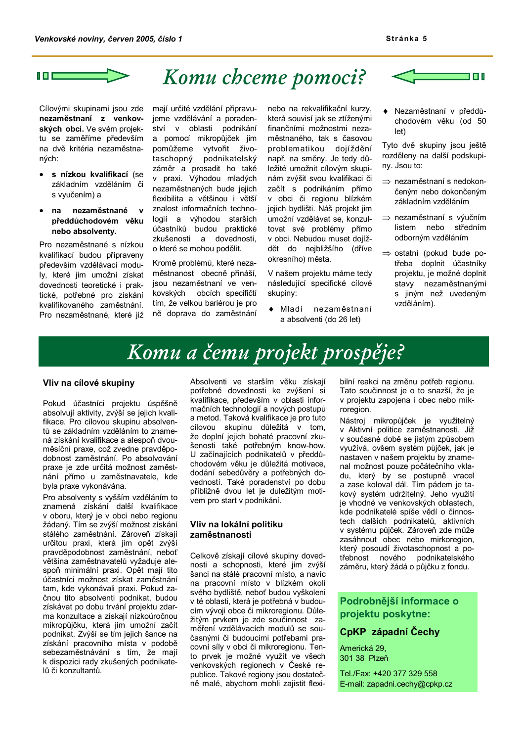# Komu chceme pomoci?

Cílovými skupinami jsou zde **nezaměstnaní z venkovských obcí.** Ve svém projektu se zaměříme především na dvě kritéria nezaměstnaných:

- **s nízkou kvalifikací** (se základním vzděláním či s vyučením) a
- **na nezaměstnané v předdůchodovém věku nebo absolventy.**

Pro nezaměstnané s nízkou kvalifikací budou připraveny především vzdělávací moduly, které jim umožní získat dovednosti teoretické i praktické, potřebné pro získání kvalifikovaného zaměstnání. Pro nezaměstnané, které již mají určité vzdělání připravujeme vzdělávání a poradenství v oblasti podnikání a pomocí mikropůjček jim pomůžeme vytvořit životaschopný podnikatelský záměr a prosadit ho také v praxi. Výhodou mladých nezaměstnaných bude jejich flexibilita a většinou i větší znalost informačních technologií a výhodou starších účastníků budou praktické zkušenosti a dovednosti, o které se mohou podělit.

Kromě problémů, které nezaměstnanost obecně přináší, jsou nezaměstnaní ve venkovských obcích specifičtí tím, že velkou bariérou je pro ně doprava do zaměstnání nebo na rekvalifikační kurzy, která souvisí jak se ztíženými finančními možnostmi nezaměstnaného, tak s časovou problematikou dojíždění např. na směny. Je tedy důležité umožnit cílovým skupinám zvýšit svou kvalifikaci či začít s podnikáním přímo v obci či regionu blízkém jejich bydlišti. Náš projekt jim umožní vzdělávat se, konzultovat své problémy přímo v obci. Nebudou muset dojíždět do nejbližšího (dříve okresního) města.

V našem projektu máme tedy následující specifické cílové skupiny:

- Mladí nezaměstnaní a absolventi (do 26 let)
- Nezaměstnaní v předdůchodovém věku (od 50 let)

Tyto dvě skupiny jsou ještě rozděleny na další podskupiny. Jsou to:

- ⇒ nezaměstnaní s nedokončeným nebo dokončeným základním vzděláním
- ⇒ nezaměstnaní s výučním listem nebo středním odborným vzděláním
- ⇒ ostatní (pokud bude potřeba doplnit účastníky projektu, je možné doplnit stavy nezaměstnanými s jiným než uvedeným vzděláním).

# Komu a čemu projekt prospěje?

### Vliv na cílové skupiny

Pokud účastníci projektu úspěšně absolvují aktivity, zvýší se jejich kvalifikace. Pro cílovou skupinu absolventů se základním vzděláním to znamená získání kvalifikace a alespoň dvouměsíční praxe, což zvedne pravděpodobnost zaměstnání. Po absolvování praxe je zde určitá možnost zaměstnání přímo u zaměstnavatele, kde byla praxe vykonávána.

Pro absolventy s vyšším vzděláním to znamená získání další kvalifikace v oboru, který je v obci nebo regionu žádaný. Tím se zvýší možnost získání stálého zaměstnání. Zároveň získají určitou praxi, která jim opět zvýší pravděpodobnost zaměstnání, neboť většina zaměstnavatelů vyžaduje alespoň minimální praxi. Opět mají tito účastníci možnost získat zaměstnání tam, kde vykonávali praxi. Pokud začnou tito absolventi podnikat, budou získávat po dobu trvání projektu zdarma konzultace a získají nízkoúročnou mikropůjčku, která jim umožní začít podnikat. Zvýší se tím jejich šance na získání pracovního místa v podobě sebezaměstnávání s tím, že mají k dispozici rady zkušených podnikatelů či konzultantů.

Absolventi ve starším věku získají potřebné dovednosti ke zvýšení si kvalifikace, především v oblasti informačních technologií a nových postupů a metod. Taková kvalifikace je pro tuto cílovou skupinu důležitá v tom, že doplní jejich bohaté pracovní zkušenosti také potřebným know-how. U začínajících podnikatelů v předdůchodovém věku je důležitá motivace, dodání sebedůvěry a potřebných dovedností. Také poradenství po dobu přibližně dvou let je důležitým motivem pro start v podnikání.

### Vliv na lokální politiku zaměstnanosti

Celkově získají cílové skupiny dovednosti a schopnosti, které jim zvýší šanci na stálé pracovní místo, a navíc na pracovní místo v blízkém okolí svého bydliště, neboť budou vyškoleni v té oblasti, která je potřebná v budoucím vývoji obce či mikroregionu. Důležitým prvkem je zde součinnost zaměření vzdělávacích modulů se současnými či budoucími potřebami pracovní síly v obci či mikroregionu. Tento prvek je možné využít ve všech venkovských regionech v České republice. Takové regiony jsou dostatečně malé, abychom mohli zajistit flexibilní reakci na změnu potřeb regionu. Tato součinnost je o to snazší, že je v projektu zapojena i obec nebo mikroregion.

Nástroj mikropůjček je využitelný v Aktivní politice zaměstnanosti. Již v současné době se jistým způsobem využívá, ovšem systém půjček, jak je nastaven v našem projektu by znamenal možnost pouze počátečního vkladu, který by se postupně vracel a zase koloval dál. Tím pádem je takový systém udržitelný. Jeho využití je vhodné ve venkovských oblastech, kde podnikatelé spíše vědí o činnostech dalších podnikatelů, aktivních v systému půjček. Zároveň zde může zasáhnout obec nebo mirkoregion, který posoudí životaschopnost a potřebnost nového podnikatelského záměru, který žádá o půjčku z fondu.

**Podrobnější informace o projektu poskytne:**

**CpKP západní Čechy**

Americká 29,
301 38 Plzeň

Tel./Fax: +420 377 329 558
E-mail: zapadni.cechy@cpkp.cz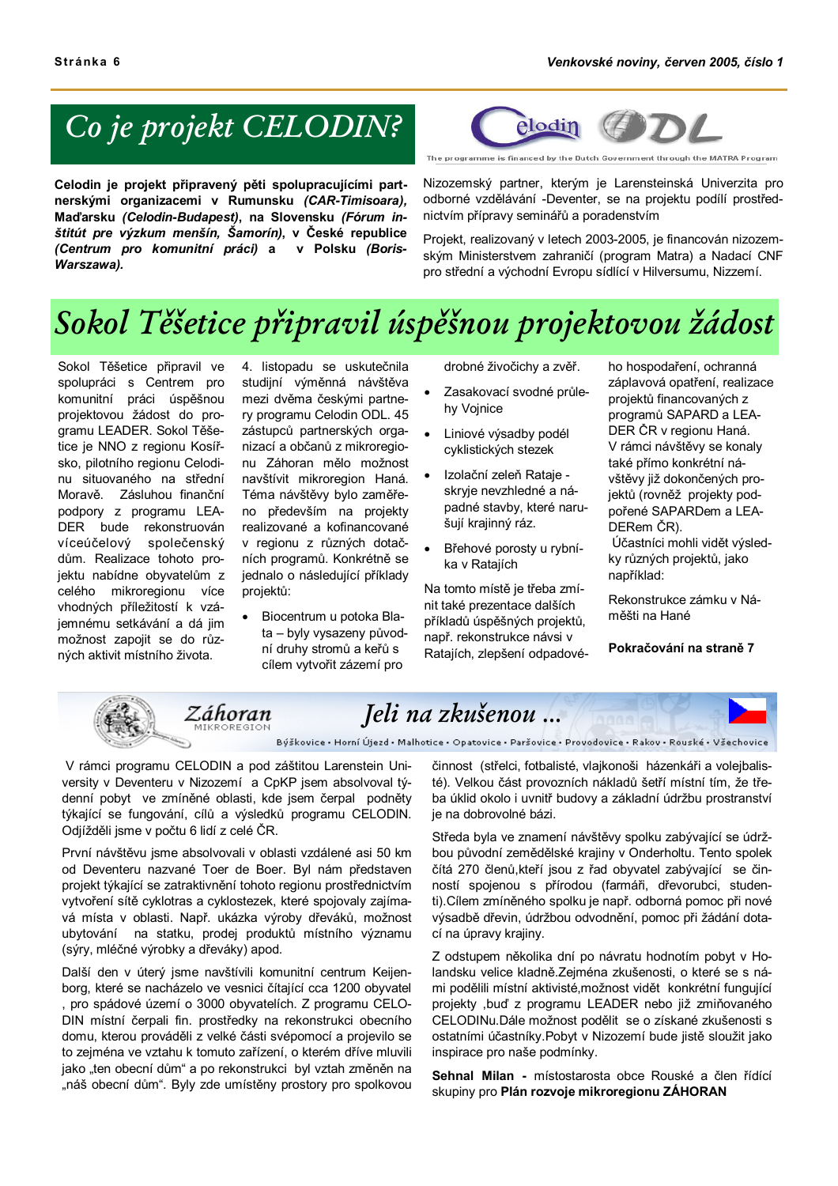# Co je projekt CELODIN?

The programme is financed by the Dutch Government through the MATRA Program

**Celodin je projekt připravený pěti spolupracujícími partnerskými organizacemi v Rumunsku *(CAR-Timisoara)*, Maďarsku *(Celodin-Budapest)*, na Slovensku *(Fórum inštitút pre výzkum menšin, Šamorín)*, v České republice *(Centrum pro komunitní práci)* a v Polsku *(Boris-Warszawa)*.**

Nizozemský partner, kterým je Larensteinská Univerzita pro odborné vzdělávání -Deventer, se na projektu podílí prostřednictvím přípravy seminářů a poradenstvím

Projekt, realizovaný v letech 2003-2005, je financován nizozemským Ministerstvem zahraničí (program Matra) a Nadací CNF pro střední a východní Evropu sídlící v Hilversumu, Nizzemí.

# Sokol Těšetice připravil úspěšnou projektovou žádost

Sokol Těšetice připravil ve spolupráci s Centrem pro komunitní práci úspěšnou projektovou žádost do programu LEADER. Sokol Těšetice je NNO z regionu Kosířsko, pilotního regionu Celodinu situovaného na střední Moravě. Zásluhou finanční podpory z programu LEADER bude rekonstruován víceúčelový společenský dům. Realizace tohoto projektu nabídne obyvatelům z celého mikroregionu více vhodných příležitostí k vzájemnému setkávání a dá jim možnost zapojit se do různých aktivit místního života.

4. listopadu se uskutečnila studijní výměnná návštěva mezi dvěma českými partnery programu Celodin ODL. 45 zástupců partnerských organizací a občanů z mikroregionu Záhoran mělo možnost navštívit mikroregion Haná. Téma návštěvy bylo zaměřeno především na projekty realizované a kofinancované v regionu z různých dotačních programů. Konkrétně se jednalo o následující příklady projektů:

- Biocentrum u potoka Blata – byly vysazeny původní druhy stromů a keřů s cílem vytvořit zázemí pro drobné živočichy a zvěř.
- Zasakovací svodné průlehy Vojnice
- Liniové výsadby podél cyklistických stezek
- Izolační zeleň Rataje - skryje nevzhledné a nápadné stavby, které narušují krajinný ráz.
- Břehové porosty u rybníka v Ratajích

Na tomto místě je třeba zmínit také prezentace dalších příkladů úspěšných projektů, např. rekonstrukce návsi v Ratajích, zlepšení odpadového hospodaření, ochranná záplavová opatření, realizace projektů financovaných z programů SAPARD a LEADER ČR v regionu Haná. V rámci návštěvy se konaly také přímo konkrétní návštěvy již dokončených projektů (rovněž projekty podpořené SAPARDem a LEADERem ČR).

Účastníci mohli vidět výsledky různých projektů, jako například:

Rekonstrukce zámku v Náměšti na Hané

**Pokračování na straně 7**

# Jeli na zkušenou ...

Záhoran MIKROREGION

Býškovice • Horní Újezd • Malhotice • Opatovice • Paršovice • Provodovice • Rakov • Rouské • Všechovice

V rámci programu CELODIN a pod záštitou Larenstein University v Deventeru v Nizozemí a CpKP jsem absolvoval týdenní pobyt ve zmíněné oblasti, kde jsem čerpal podněty týkající se fungování, cílů a výsledků programu CELODIN. Odjížděli jsme v počtu 6 lidí z celé ČR.

První návštěvu jsme absolvovali v oblasti vzdálené asi 50 km od Deventeru nazvané Toer de Boer. Byl nám představen projekt týkající se zatraktivnění tohoto regionu prostřednictvím vytvoření sítě cyklotras a cyklostezek, které spojovaly zajímavá místa v oblasti. Např. ukázka výroby dřeváků, možnost ubytování na statku, prodej produktů místního významu (sýry, mléčné výrobky a dřeváky) apod.

Další den v úterý jsme navštívili komunitní centrum Keijenborg, které se nacházelo ve vesnici čítající cca 1200 obyvatel , pro spádové území o 3000 obyvatelích. Z programu CELODIN místní čerpali fin. prostředky na rekonstrukci obecního domu, kterou prováděli z velké části svépomocí a projevilo se to zejména ve vztahu k tomuto zařízení, o kterém dříve mluvili jako „ten obecní dům" a po rekonstrukci byl vztah změněn na „náš obecní dům". Byly zde umístěny prostory pro spolkovou činnost (střelci, fotbalisté, vlajkonoši házenkáři a volejbalisté). Velkou část provozních nákladů šetří místní tím, že třeba úklid okolo i uvnitř budovy a základní údržbu prostranství je na dobrovolné bázi.

Středa byla ve znamení návštěvy spolku zabývající se údržbou původní zemědělské krajiny v Onderholtu. Tento spolek čítá 270 členů,kteří jsou z řad obyvatel zabývající se činností spojenou s přírodou (farmáři, dřevorubci, studenti).Cílem zmíněného spolku je např. odborná pomoc při nové výsadbě dřevin, údržbou odvodnění, pomoc při žádání dotací na úpravy krajiny.

Z odstupem několika dní po návratu hodnotím pobyt v Holandsku velice kladně.Zejména zkušenosti, o které se s námi podělili místní aktivisté,možnost vidět konkrétní fungující projekty ,buď z programu LEADER nebo již zmiňovaného CELODINu.Dále možnost podělit se o získané zkušenosti s ostatními účastníky.Pobyt v Nizozemí bude jistě sloužit jako inspirace pro naše podmínky.

**Sehnal Milan -** místostarosta obce Rouské a člen řídící skupiny pro **Plán rozvoje mikroregionu ZÁHORAN**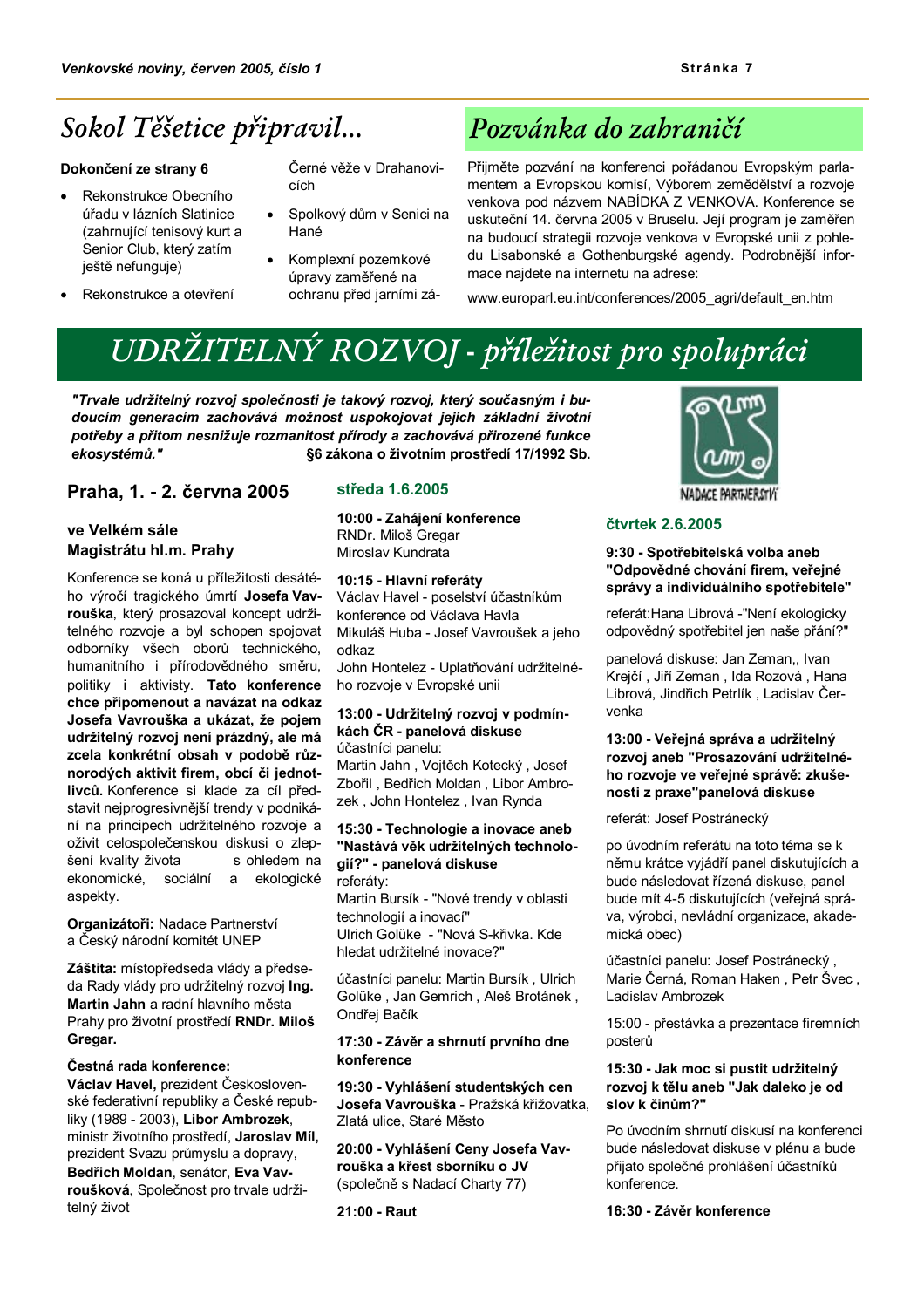## Sokol Těšetice připravil...

**Dokončení ze strany 6**

- Rekonstrukce Obecního úřadu v lázních Slatinice (zahrnující tenisový kurt a Senior Club, který zatím ještě nefunguje)
- Rekonstrukce a otevření Černé věže v Drahanovicích
- Spolkový dům v Senici na Hané
- Komplexní pozemkové úpravy zaměřené na ochranu před jarními zá-

## Pozvánka do zahraničí

Přijměte pozvání na konferenci pořádanou Evropským parlamentem a Evropskou komisí, Výborem zemědělství a rozvoje venkova pod názvem NABÍDKA Z VENKOVA. Konference se uskuteční 14. června 2005 v Bruselu. Její program je zaměřen na budoucí strategii rozvoje venkova v Evropské unii z pohledu Lisabonské a Gothenburgské agendy. Podrobnější informace najdete na internetu na adrese:

www.europarl.eu.int/conferences/2005_agri/default_en.htm

# UDRŽITELNÝ ROZVOJ - příležitost pro spolupráci

***"Trvale udržitelný rozvoj společnosti je takový rozvoj, který současným i budoucím generacím zachovává možnost uspokojovat jejich základní životní potřeby a přitom nesnižuje rozmanitost přírody a zachovává přirozené funkce ekosystémů."*** **§6 zákona o životním prostředí 17/1992 Sb.**

NADACE PARTNERSTVÍ

### Praha, 1. - 2. června 2005

#### ve Velkém sále Magistrátu hl.m. Prahy

Konference se koná u příležitosti desátého výročí tragického úmrtí **Josefa Vavrouška**, který prosazoval koncept udržitelného rozvoje a byl schopen spojovat odborníky všech oborů technického, humanitního i přírodovědného směru, politiky i aktivisty. **Tato konference chce připomenout a navázat na odkaz Josefa Vavrouška a ukázat, že pojem udržitelný rozvoj není prázdný, ale má zcela konkrétní obsah v podobě různorodých aktivit firem, obcí či jednotlivců.** Konference si klade za cíl představit nejprogresivnější trendy v podnikání na principech udržitelného rozvoje a oživit celospolečenskou diskusi o zlepšení kvality života s ohledem na ekonomické, sociální a ekologické aspekty.

**Organizátoři:** Nadace Partnerství a Český národní komitét UNEP

**Záštita:** místopředseda vlády a předseda Rady vlády pro udržitelný rozvoj **Ing. Martin Jahn** a radní hlavního města Prahy pro životní prostředí **RNDr. Miloš Gregar.**

**Čestná rada konference:**
**Václav Havel,** prezident Československé federativní republiky a České republiky (1989 - 2003), **Libor Ambrozek**, ministr životního prostředí, **Jaroslav Míl,** prezident Svazu průmyslu a dopravy, **Bedřich Moldan**, senátor, **Eva Vavroušková**, Společnost pro trvale udržitelný život

### středa 1.6.2005

**10:00 - Zahájení konference**
RNDr. Miloš Gregar
Miroslav Kundrata

**10:15 - Hlavní referáty**
Václav Havel - poselství účastníkům konference od Václava Havla
Mikuláš Huba - Josef Vavroušek a jeho odkaz
John Hontelez - Uplatňování udržitelného rozvoje v Evropské unii

**13:00 - Udržitelný rozvoj v podmínkách ČR - panelová diskuse**
účastníci panelu:
Martin Jahn , Vojtěch Kotecký , Josef Zbořil , Bedřich Moldan , Libor Ambrozek , John Hontelez , Ivan Rynda

**15:30 - Technologie a inovace aneb "Nastává věk udržitelných technologií?" - panelová diskuse**
referáty:
Martin Bursík - "Nové trendy v oblasti technologií a inovací"
Ulrich Golüke - "Nová S-křivka. Kde hledat udržitelné inovace?"

účastníci panelu: Martin Bursík , Ulrich Golüke , Jan Gemrich , Aleš Brotánek , Ondřej Bačík

**17:30 - Závěr a shrnutí prvního dne konference**

**19:30 - Vyhlášení studentských cen Josefa Vavrouška** - Pražská křižovatka, Zlatá ulice, Staré Město

**20:00 - Vyhlášení Ceny Josefa Vavrouška a křest sborníku o JV** (společně s Nadací Charty 77)

**21:00 - Raut**

### čtvrtek 2.6.2005

**9:30 - Spotřebitelská volba aneb "Odpovědné chování firem, veřejné správy a individuálního spotřebitele"**

referát:Hana Librová -"Není ekologicky odpovědný spotřebitel jen naše přání?"

panelová diskuse: Jan Zeman,, Ivan Krejčí , Jiří Zeman , Ida Rozová , Hana Librová, Jindřich Petrlík , Ladislav Červenka

**13:00 - Veřejná správa a udržitelný rozvoj aneb "Prosazování udržitelného rozvoje ve veřejné správě: zkušenosti z praxe"panelová diskuse**

referát: Josef Postránecký

po úvodním referátu na toto téma se k němu krátce vyjádří panel diskutujících a bude následovat řízená diskuse, panel bude mít 4-5 diskutujících (veřejná správa, výrobci, nevládní organizace, akademická obec)

účastníci panelu: Josef Postránecký , Marie Černá, Roman Haken , Petr Švec , Ladislav Ambrozek

15:00 - přestávka a prezentace firemních posterů

**15:30 - Jak moc si pustit udržitelný rozvoj k tělu aneb "Jak daleko je od slov k činům?"**

Po úvodním shrnutí diskusí na konferenci bude následovat diskuse v plénu a bude přijato společné prohlášení účastníků konference.

**16:30 - Závěr konference**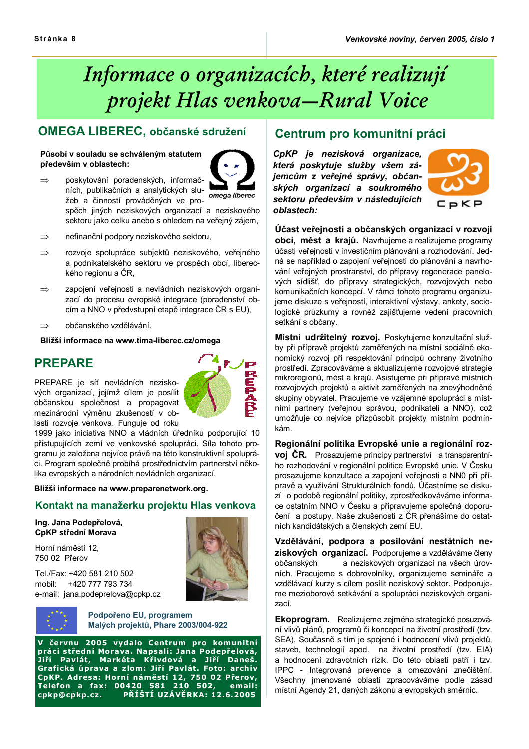# Informace o organizacích, které realizují projekt Hlas venkova—Rural Voice

## OMEGA LIBEREC, občanské sdružení

**Působí v souladu se schváleným statutem především v oblastech:**

- ⇒ poskytování poradenských, informačních, publikačních a analytických služeb a činností prováděných ve prospěch jiných neziskových organizací a neziskového sektoru jako celku anebo s ohledem na veřejný zájem,
- ⇒ nefinanční podpory neziskového sektoru,
- ⇒ rozvoje spolupráce subjektů neziskového, veřejného a podnikatelského sektoru ve prospěch obcí, libereckého regionu a ČR,
- ⇒ zapojení veřejnosti a nevládních neziskových organizací do procesu evropské integrace (poradenství obcím a NNO v předvstupní etapě integrace ČR s EU),
- ⇒ občanského vzdělávání.

**Bližší informace na www.tima-liberec.cz/omega**

## PREPARE

PREPARE je síť nevládních neziskových organizací, jejímž cílem je posílit občanskou společnost a propagovat mezinárodní výměnu zkušeností v oblasti rozvoje venkova. Funguje od roku 1999 jako iniciativa NNO a vládních úředníků podporující 10 přistupujících zemí ve venkovské spolupráci. Síla tohoto programu je založena nejvíce právě na této konstruktivní spolupráci. Program společně probíhá prostřednictvím partnerství několika evropských a národních nevládních organizací.

**Bližší informace na www.preparenetwork.org.**

## Kontakt na manažerku projektu Hlas venkova

**Ing. Jana Podepřelová,**
**CpKP střední Morava**

Horní náměstí 12,
750 02 Přerov

Tel./Fax: +420 581 210 502
mobil: +420 777 793 734
e-mail: jana.podeprelova@cpkp.cz

**Podpořeno EU, programem Malých projektů, Phare 2003/004-922**

**V červnu 2005 vydalo Centrum pro komunitní práci střední Morava. Napsali: Jana Podepřelová, Jiří Pavlát, Markéta Křivdová a Jiří Daneš. Grafická úprava a zlom: Jiří Pavlát. Foto: archiv CpKP. Adresa: Horní náměstí 12, 750 02 Přerov, Telefon a fax: 00420 581 210 502, email: cpkp@cpkp.cz. PŘÍŠTÍ UZÁVĚRKA: 12.6.2005**

## Centrum pro komunitní práci

***CpKP je nezisková organizace, která poskytuje služby všem zájemcům z veřejné správy, občanských organizací a soukromého sektoru především v následujících oblastech:***

**Účast veřejnosti a občanských organizací v rozvoji obcí, měst a krajů.** Navrhujeme a realizujeme programy účasti veřejnosti v investičním plánování a rozhodování. Jedná se například o zapojení veřejnosti do plánování a navrhování veřejných prostranství, do přípravy regenerace panelových sídlišť, do přípravy strategických, rozvojových nebo komunikačních koncepcí. V rámci tohoto programu organizujeme diskuze s veřejností, interaktivní výstavy, ankety, sociologické průzkumy a rovněž zajišťujeme vedení pracovních setkání s občany.

**Místní udržitelný rozvoj.** Poskytujeme konzultační služby při přípravě projektů zaměřených na místní sociálně ekonomický rozvoj při respektování principů ochrany životního prostředí. Zpracováváme a aktualizujeme rozvojové strategie mikroregionů, měst a krajů. Asistujeme při přípravě místních rozvojových projektů a aktivit zaměřených na znevýhodněné skupiny obyvatel. Pracujeme ve vzájemné spolupráci s místními partnery (veřejnou správou, podnikateli a NNO), což umožňuje co nejvíce přizpůsobit projekty místním podmínkám.

**Regionální politika Evropské unie a regionální rozvoj ČR.** Prosazujeme principy partnerství a transparentního rozhodování v regionální politice Evropské unie. V Česku prosazujeme konzultace a zapojení veřejnosti a NNO při přípravě a využívání Strukturálních fondů. Účastníme se diskuzí o podobě regionální politiky, zprostředkováváme informace ostatním NNO v Česku a připravujeme společná doporučení a postupy. Naše zkušenosti z ČR přenášíme do ostatních kandidátských a členských zemí EU.

**Vzdělávání, podpora a posilování nestátních neziskových organizací.** Podporujeme a vzděláváme členy občanských a neziskových organizací na všech úrovních. Pracujeme s dobrovolníky, organizujeme semináře a vzdělávací kurzy s cílem posílit neziskový sektor. Podporujeme mezioborové setkávání a spolupráci neziskových organizací.

**Ekoprogram.** Realizujeme zejména strategické posuzování vlivů plánů, programů či koncepcí na životní prostředí (tzv. SEA). Současně s tím je spojené i hodnocení vlivů projektů, staveb, technologií apod. na životní prostředí (tzv. EIA) a hodnocení zdravotních rizik. Do této oblasti patří i tzv. IPPC - Integrovaná prevence a omezování znečištění. Všechny jmenované oblasti zpracováváme podle zásad místní Agendy 21, daných zákonů a evropských směrnic.